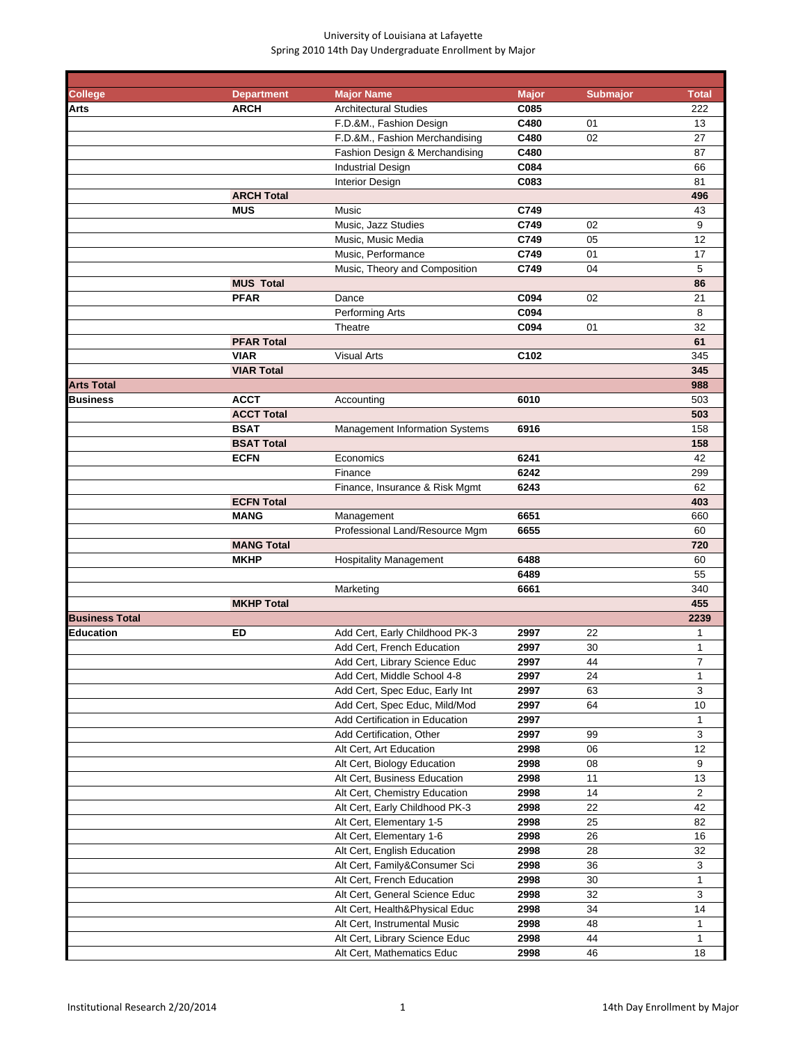# University of Louisiana at Lafayette
## Spring 2010 14th Day Undergraduate Enrollment by Major

| College | Department | Major Name | Major | Submajor | Total |
|---|---|---|---|---|---|
| **Arts** | **ARCH** | Architectural Studies | **C085** | | 222 |
| | | F.D.&M., Fashion Design | **C480** | 01 | 13 |
| | | F.D.&M., Fashion Merchandising | **C480** | 02 | 27 |
| | | Fashion Design & Merchandising | **C480** | | 87 |
| | | Industrial Design | **C084** | | 66 |
| | | Interior Design | **C083** | | 81 |
| | **ARCH Total** | | | | **496** |
| | **MUS** | Music | **C749** | | 43 |
| | | Music, Jazz Studies | **C749** | 02 | 9 |
| | | Music, Music Media | **C749** | 05 | 12 |
| | | Music, Performance | **C749** | 01 | 17 |
| | | Music, Theory and Composition | **C749** | 04 | 5 |
| | **MUS Total** | | | | **86** |
| | **PFAR** | Dance | **C094** | 02 | 21 |
| | | Performing Arts | **C094** | | 8 |
| | | Theatre | **C094** | 01 | 32 |
| | **PFAR Total** | | | | **61** |
| | **VIAR** | Visual Arts | **C102** | | 345 |
| | **VIAR Total** | | | | **345** |
| **Arts Total** | | | | | **988** |
| **Business** | **ACCT** | Accounting | **6010** | | 503 |
| | **ACCT Total** | | | | **503** |
| | **BSAT** | Management Information Systems | **6916** | | 158 |
| | **BSAT Total** | | | | **158** |
| | **ECFN** | Economics | **6241** | | 42 |
| | | Finance | **6242** | | 299 |
| | | Finance, Insurance & Risk Mgmt | **6243** | | 62 |
| | **ECFN Total** | | | | **403** |
| | **MANG** | Management | **6651** | | 660 |
| | | Professional Land/Resource Mgm | **6655** | | 60 |
| | **MANG Total** | | | | **720** |
| | **MKHP** | Hospitality Management | **6488** | | 60 |
| | | | **6489** | | 55 |
| | | Marketing | **6661** | | 340 |
| | **MKHP Total** | | | | **455** |
| **Business Total** | | | | | **2239** |
| **Education** | **ED** | Add Cert, Early Childhood PK-3 | **2997** | 22 | 1 |
| | | Add Cert, French Education | **2997** | 30 | 1 |
| | | Add Cert, Library Science Educ | **2997** | 44 | 7 |
| | | Add Cert, Middle School 4-8 | **2997** | 24 | 1 |
| | | Add Cert, Spec Educ, Early Int | **2997** | 63 | 3 |
| | | Add Cert, Spec Educ, Mild/Mod | **2997** | 64 | 10 |
| | | Add Certification in Education | **2997** | | 1 |
| | | Add Certification, Other | **2997** | 99 | 3 |
| | | Alt Cert, Art Education | **2998** | 06 | 12 |
| | | Alt Cert, Biology Education | **2998** | 08 | 9 |
| | | Alt Cert, Business Education | **2998** | 11 | 13 |
| | | Alt Cert, Chemistry Education | **2998** | 14 | 2 |
| | | Alt Cert, Early Childhood PK-3 | **2998** | 22 | 42 |
| | | Alt Cert, Elementary 1-5 | **2998** | 25 | 82 |
| | | Alt Cert, Elementary 1-6 | **2998** | 26 | 16 |
| | | Alt Cert, English Education | **2998** | 28 | 32 |
| | | Alt Cert, Family&Consumer Sci | **2998** | 36 | 3 |
| | | Alt Cert, French Education | **2998** | 30 | 1 |
| | | Alt Cert, General Science Educ | **2998** | 32 | 3 |
| | | Alt Cert, Health&Physical Educ | **2998** | 34 | 14 |
| | | Alt Cert, Instrumental Music | **2998** | 48 | 1 |
| | | Alt Cert, Library Science Educ | **2998** | 44 | 1 |
| | | Alt Cert, Mathematics Educ | **2998** | 46 | 18 |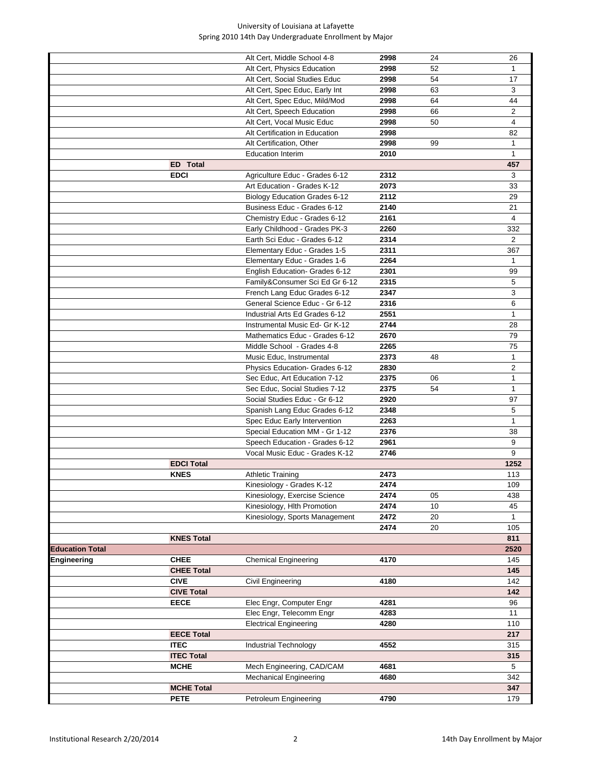| | | | | | |
|---|---|---|---|---|---|
| | | Alt Cert, Middle School 4-8 | **2998** | 24 | 26 |
| | | Alt Cert, Physics Education | **2998** | 52 | 1 |
| | | Alt Cert, Social Studies Educ | **2998** | 54 | 17 |
| | | Alt Cert, Spec Educ, Early Int | **2998** | 63 | 3 |
| | | Alt Cert, Spec Educ, Mild/Mod | **2998** | 64 | 44 |
| | | Alt Cert, Speech Education | **2998** | 66 | 2 |
| | | Alt Cert, Vocal Music Educ | **2998** | 50 | 4 |
| | | Alt Certification in Education | **2998** | | 82 |
| | | Alt Certification, Other | **2998** | 99 | 1 |
| | | Education Interim | **2010** | | 1 |
| | **ED Total** | | | | **457** |
| | **EDCI** | Agriculture Educ - Grades 6-12 | **2312** | | 3 |
| | | Art Education - Grades K-12 | **2073** | | 33 |
| | | Biology Education Grades 6-12 | **2112** | | 29 |
| | | Business Educ - Grades 6-12 | **2140** | | 21 |
| | | Chemistry Educ - Grades 6-12 | **2161** | | 4 |
| | | Early Childhood - Grades PK-3 | **2260** | | 332 |
| | | Earth Sci Educ - Grades 6-12 | **2314** | | 2 |
| | | Elementary Educ - Grades 1-5 | **2311** | | 367 |
| | | Elementary Educ - Grades 1-6 | **2264** | | 1 |
| | | English Education- Grades 6-12 | **2301** | | 99 |
| | | Family&Consumer Sci Ed Gr 6-12 | **2315** | | 5 |
| | | French Lang Educ Grades 6-12 | **2347** | | 3 |
| | | General Science Educ - Gr 6-12 | **2316** | | 6 |
| | | Industrial Arts Ed Grades 6-12 | **2551** | | 1 |
| | | Instrumental Music Ed- Gr K-12 | **2744** | | 28 |
| | | Mathematics Educ - Grades 6-12 | **2670** | | 79 |
| | | Middle School - Grades 4-8 | **2265** | | 75 |
| | | Music Educ, Instrumental | **2373** | 48 | 1 |
| | | Physics Education- Grades 6-12 | **2830** | | 2 |
| | | Sec Educ, Art Education 7-12 | **2375** | 06 | 1 |
| | | Sec Educ, Social Studies 7-12 | **2375** | 54 | 1 |
| | | Social Studies Educ - Gr 6-12 | **2920** | | 97 |
| | | Spanish Lang Educ Grades 6-12 | **2348** | | 5 |
| | | Spec Educ Early Intervention | **2263** | | 1 |
| | | Special Education MM - Gr 1-12 | **2376** | | 38 |
| | | Speech Education - Grades 6-12 | **2961** | | 9 |
| | | Vocal Music Educ - Grades K-12 | **2746** | | 9 |
| | **EDCI Total** | | | | **1252** |
| | **KNES** | Athletic Training | **2473** | | 113 |
| | | Kinesiology - Grades K-12 | **2474** | | 109 |
| | | Kinesiology, Exercise Science | **2474** | 05 | 438 |
| | | Kinesiology, Hlth Promotion | **2474** | 10 | 45 |
| | | Kinesiology, Sports Management | **2472** | 20 | 1 |
| | | | **2474** | 20 | 105 |
| | **KNES Total** | | | | **811** |
| **Education Total** | | | | | **2520** |
| **Engineering** | **CHEE** | Chemical Engineering | **4170** | | 145 |
| | **CHEE Total** | | | | **145** |
| | **CIVE** | Civil Engineering | **4180** | | 142 |
| | **CIVE Total** | | | | **142** |
| | **EECE** | Elec Engr, Computer Engr | **4281** | | 96 |
| | | Elec Engr, Telecomm Engr | **4283** | | 11 |
| | | Electrical Engineering | **4280** | | 110 |
| | **EECE Total** | | | | **217** |
| | **ITEC** | Industrial Technology | **4552** | | 315 |
| | **ITEC Total** | | | | **315** |
| | **MCHE** | Mech Engineering, CAD/CAM | **4681** | | 5 |
| | | Mechanical Engineering | **4680** | | 342 |
| | **MCHE Total** | | | | **347** |
| | **PETE** | Petroleum Engineering | **4790** | | 179 |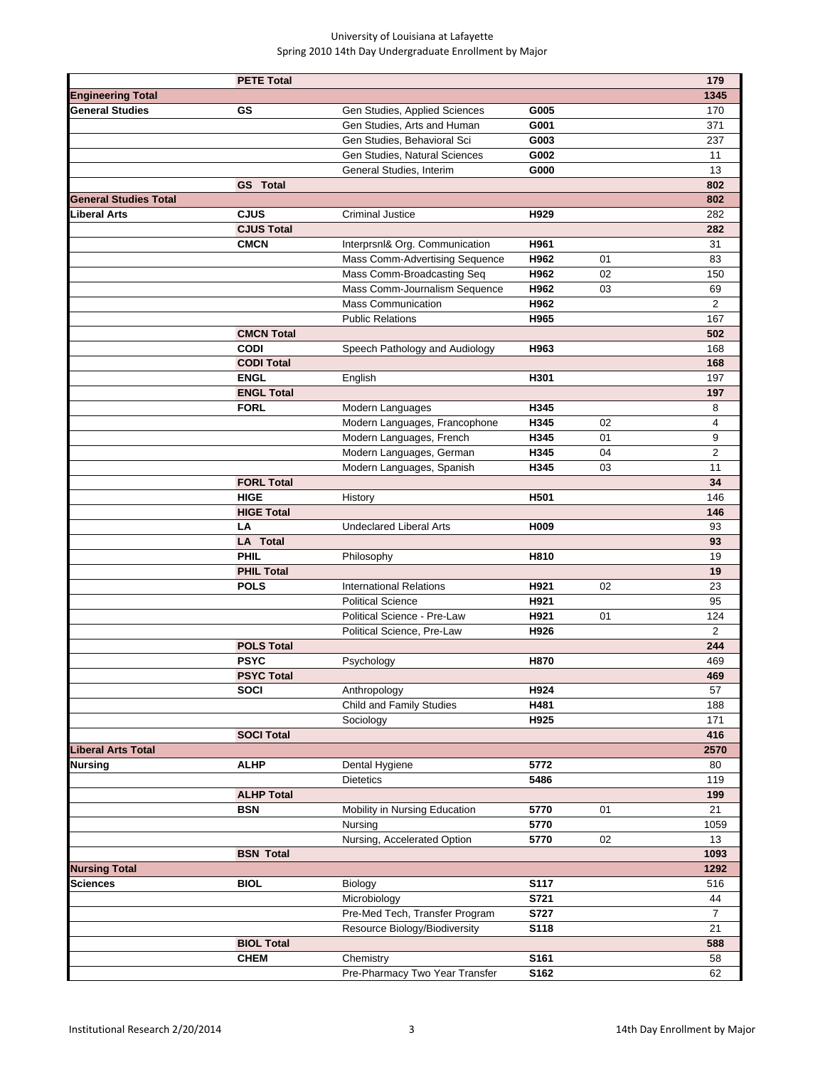University of Louisiana at Lafayette
Spring 2010 14th Day Undergraduate Enrollment by Major

| | | | | | |
|---|---|---|---|---|---|
| | **PETE Total** | | | | **179** |
| **Engineering Total** | | | | | **1345** |
| **General Studies** | **GS** | Gen Studies, Applied Sciences | **G005** | | 170 |
| | | Gen Studies, Arts and Human | **G001** | | 371 |
| | | Gen Studies, Behavioral Sci | **G003** | | 237 |
| | | Gen Studies, Natural Sciences | **G002** | | 11 |
| | | General Studies, Interim | **G000** | | 13 |
| | **GS Total** | | | | **802** |
| **General Studies Total** | | | | | **802** |
| **Liberal Arts** | **CJUS** | Criminal Justice | **H929** | | 282 |
| | **CJUS Total** | | | | **282** |
| | **CMCN** | Interprsnl& Org. Communication | **H961** | | 31 |
| | | Mass Comm-Advertising Sequence | **H962** | 01 | 83 |
| | | Mass Comm-Broadcasting Seq | **H962** | 02 | 150 |
| | | Mass Comm-Journalism Sequence | **H962** | 03 | 69 |
| | | Mass Communication | **H962** | | 2 |
| | | Public Relations | **H965** | | 167 |
| | **CMCN Total** | | | | **502** |
| | **CODI** | Speech Pathology and Audiology | **H963** | | 168 |
| | **CODI Total** | | | | **168** |
| | **ENGL** | English | **H301** | | 197 |
| | **ENGL Total** | | | | **197** |
| | **FORL** | Modern Languages | **H345** | | 8 |
| | | Modern Languages, Francophone | **H345** | 02 | 4 |
| | | Modern Languages, French | **H345** | 01 | 9 |
| | | Modern Languages, German | **H345** | 04 | 2 |
| | | Modern Languages, Spanish | **H345** | 03 | 11 |
| | **FORL Total** | | | | **34** |
| | **HIGE** | History | **H501** | | 146 |
| | **HIGE Total** | | | | **146** |
| | **LA** | Undeclared Liberal Arts | **H009** | | 93 |
| | **LA Total** | | | | **93** |
| | **PHIL** | Philosophy | **H810** | | 19 |
| | **PHIL Total** | | | | **19** |
| | **POLS** | International Relations | **H921** | 02 | 23 |
| | | Political Science | **H921** | | 95 |
| | | Political Science - Pre-Law | **H921** | 01 | 124 |
| | | Political Science, Pre-Law | **H926** | | 2 |
| | **POLS Total** | | | | **244** |
| | **PSYC** | Psychology | **H870** | | 469 |
| | **PSYC Total** | | | | **469** |
| | **SOCI** | Anthropology | **H924** | | 57 |
| | | Child and Family Studies | **H481** | | 188 |
| | | Sociology | **H925** | | 171 |
| | **SOCI Total** | | | | **416** |
| **Liberal Arts Total** | | | | | **2570** |
| **Nursing** | **ALHP** | Dental Hygiene | **5772** | | 80 |
| | | Dietetics | **5486** | | 119 |
| | **ALHP Total** | | | | **199** |
| | **BSN** | Mobility in Nursing Education | **5770** | 01 | 21 |
| | | Nursing | **5770** | | 1059 |
| | | Nursing, Accelerated Option | **5770** | 02 | 13 |
| | **BSN Total** | | | | **1093** |
| **Nursing Total** | | | | | **1292** |
| **Sciences** | **BIOL** | Biology | **S117** | | 516 |
| | | Microbiology | **S721** | | 44 |
| | | Pre-Med Tech, Transfer Program | **S727** | | 7 |
| | | Resource Biology/Biodiversity | **S118** | | 21 |
| | **BIOL Total** | | | | **588** |
| | **CHEM** | Chemistry | **S161** | | 58 |
| | | Pre-Pharmacy Two Year Transfer | **S162** | | 62 |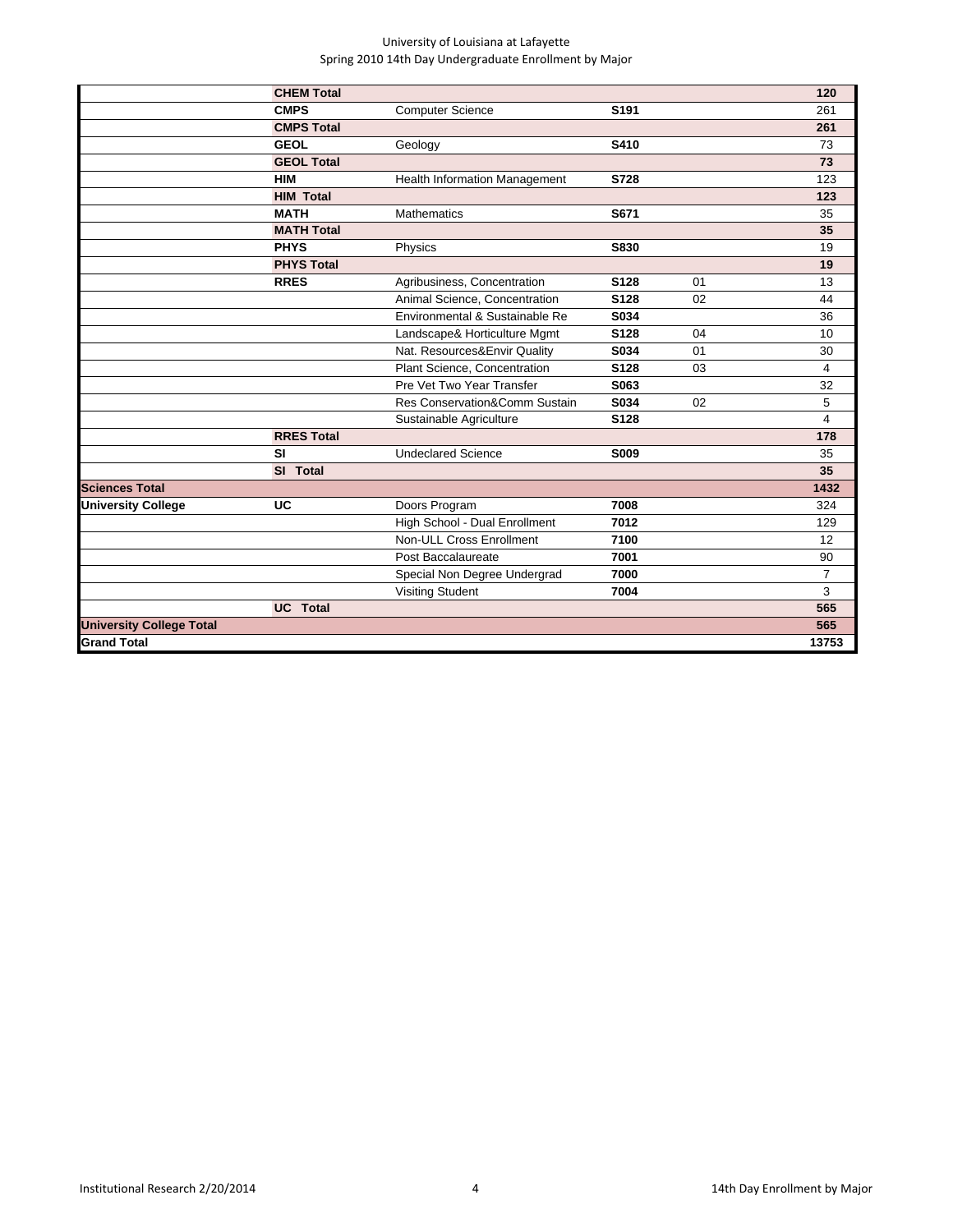University of Louisiana at Lafayette
Spring 2010 14th Day Undergraduate Enrollment by Major

| | | | | | |
|---|---|---|---|---|---|
| | **CHEM Total** | | | | **120** |
| | **CMPS** | Computer Science | **S191** | | 261 |
| | **CMPS Total** | | | | **261** |
| | **GEOL** | Geology | **S410** | | 73 |
| | **GEOL Total** | | | | **73** |
| | **HIM** | Health Information Management | **S728** | | 123 |
| | **HIM Total** | | | | **123** |
| | **MATH** | Mathematics | **S671** | | 35 |
| | **MATH Total** | | | | **35** |
| | **PHYS** | Physics | **S830** | | 19 |
| | **PHYS Total** | | | | **19** |
| | **RRES** | Agribusiness, Concentration | **S128** | 01 | 13 |
| | | Animal Science, Concentration | **S128** | 02 | 44 |
| | | Environmental & Sustainable Re | **S034** | | 36 |
| | | Landscape& Horticulture Mgmt | **S128** | 04 | 10 |
| | | Nat. Resources&Envir Quality | **S034** | 01 | 30 |
| | | Plant Science, Concentration | **S128** | 03 | 4 |
| | | Pre Vet Two Year Transfer | **S063** | | 32 |
| | | Res Conservation&Comm Sustain | **S034** | 02 | 5 |
| | | Sustainable Agriculture | **S128** | | 4 |
| | **RRES Total** | | | | **178** |
| | **SI** | Undeclared Science | **S009** | | 35 |
| | **SI Total** | | | | **35** |
| **Sciences Total** | | | | | **1432** |
| **University College** | **UC** | Doors Program | **7008** | | 324 |
| | | High School - Dual Enrollment | **7012** | | 129 |
| | | Non-ULL Cross Enrollment | **7100** | | 12 |
| | | Post Baccalaureate | **7001** | | 90 |
| | | Special Non Degree Undergrad | **7000** | | 7 |
| | | Visiting Student | **7004** | | 3 |
| | **UC Total** | | | | **565** |
| **University College Total** | | | | | **565** |
| **Grand Total** | | | | | **13753** |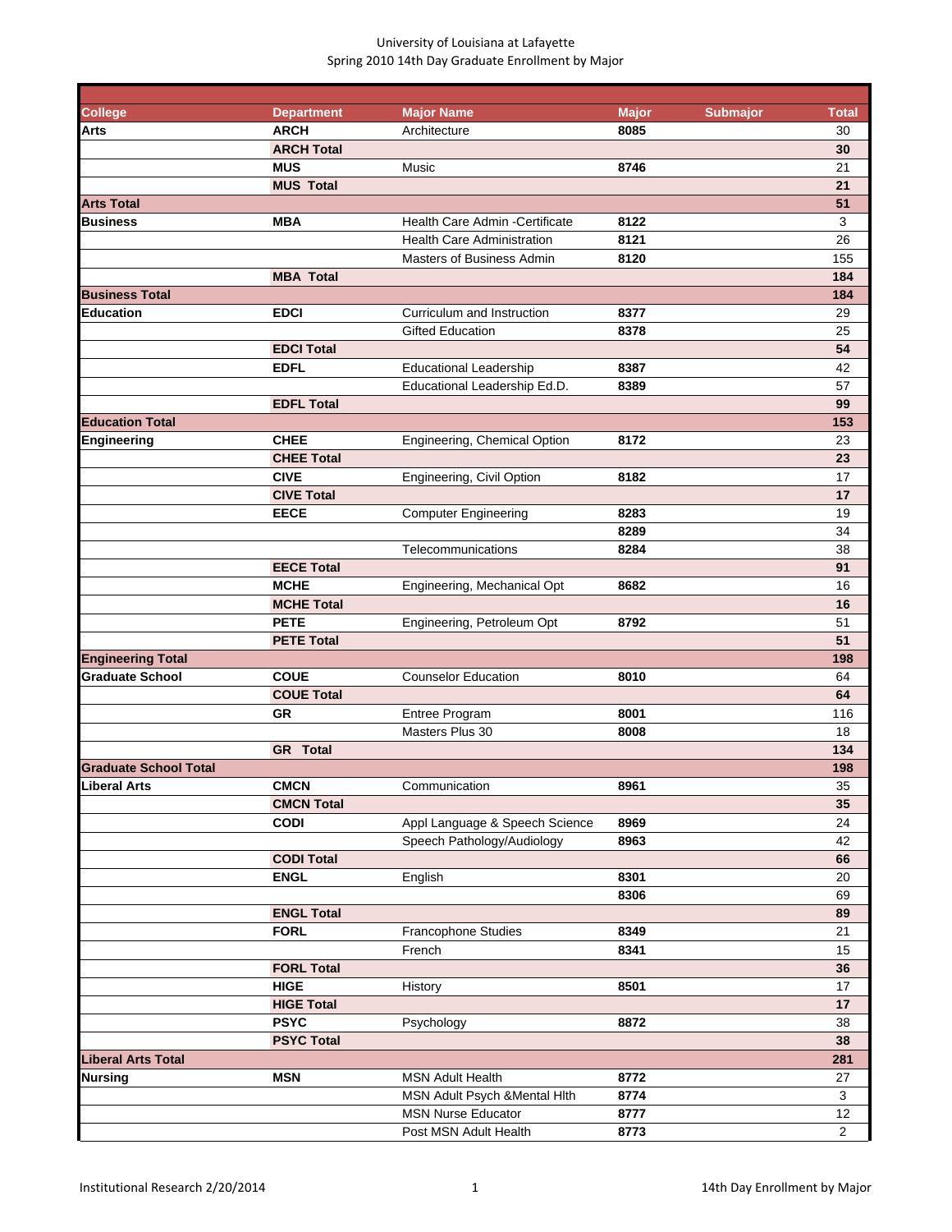University of Louisiana at Lafayette
Spring 2010 14th Day Graduate Enrollment by Major

| College | Department | Major Name | Major | Submajor | Total |
|---|---|---|---|---|---|
| **Arts** | **ARCH** | Architecture | **8085** | | 30 |
| | **ARCH Total** | | | | **30** |
| | **MUS** | Music | **8746** | | 21 |
| | **MUS Total** | | | | **21** |
| **Arts Total** | | | | | **51** |
| **Business** | **MBA** | Health Care Admin -Certificate | **8122** | | 3 |
| | | Health Care Administration | **8121** | | 26 |
| | | Masters of Business Admin | **8120** | | 155 |
| | **MBA Total** | | | | **184** |
| **Business Total** | | | | | **184** |
| **Education** | **EDCI** | Curriculum and Instruction | **8377** | | 29 |
| | | Gifted Education | **8378** | | 25 |
| | **EDCI Total** | | | | **54** |
| | **EDFL** | Educational Leadership | **8387** | | 42 |
| | | Educational Leadership Ed.D. | **8389** | | 57 |
| | **EDFL Total** | | | | **99** |
| **Education Total** | | | | | **153** |
| **Engineering** | **CHEE** | Engineering, Chemical Option | **8172** | | 23 |
| | **CHEE Total** | | | | **23** |
| | **CIVE** | Engineering, Civil Option | **8182** | | 17 |
| | **CIVE Total** | | | | **17** |
| | **EECE** | Computer Engineering | **8283** | | 19 |
| | | | **8289** | | 34 |
| | | Telecommunications | **8284** | | 38 |
| | **EECE Total** | | | | **91** |
| | **MCHE** | Engineering, Mechanical Opt | **8682** | | 16 |
| | **MCHE Total** | | | | **16** |
| | **PETE** | Engineering, Petroleum Opt | **8792** | | 51 |
| | **PETE Total** | | | | **51** |
| **Engineering Total** | | | | | **198** |
| **Graduate School** | **COUE** | Counselor Education | **8010** | | 64 |
| | **COUE Total** | | | | **64** |
| | **GR** | Entree Program | **8001** | | 116 |
| | | Masters Plus 30 | **8008** | | 18 |
| | **GR Total** | | | | **134** |
| **Graduate School Total** | | | | | **198** |
| **Liberal Arts** | **CMCN** | Communication | **8961** | | 35 |
| | **CMCN Total** | | | | **35** |
| | **CODI** | Appl Language & Speech Science | **8969** | | 24 |
| | | Speech Pathology/Audiology | **8963** | | 42 |
| | **CODI Total** | | | | **66** |
| | **ENGL** | English | **8301** | | 20 |
| | | | **8306** | | 69 |
| | **ENGL Total** | | | | **89** |
| | **FORL** | Francophone Studies | **8349** | | 21 |
| | | French | **8341** | | 15 |
| | **FORL Total** | | | | **36** |
| | **HIGE** | History | **8501** | | 17 |
| | **HIGE Total** | | | | **17** |
| | **PSYC** | Psychology | **8872** | | 38 |
| | **PSYC Total** | | | | **38** |
| **Liberal Arts Total** | | | | | **281** |
| **Nursing** | **MSN** | MSN Adult Health | **8772** | | 27 |
| | | MSN Adult Psych &Mental Hlth | **8774** | | 3 |
| | | MSN Nurse Educator | **8777** | | 12 |
| | | Post MSN Adult Health | **8773** | | 2 |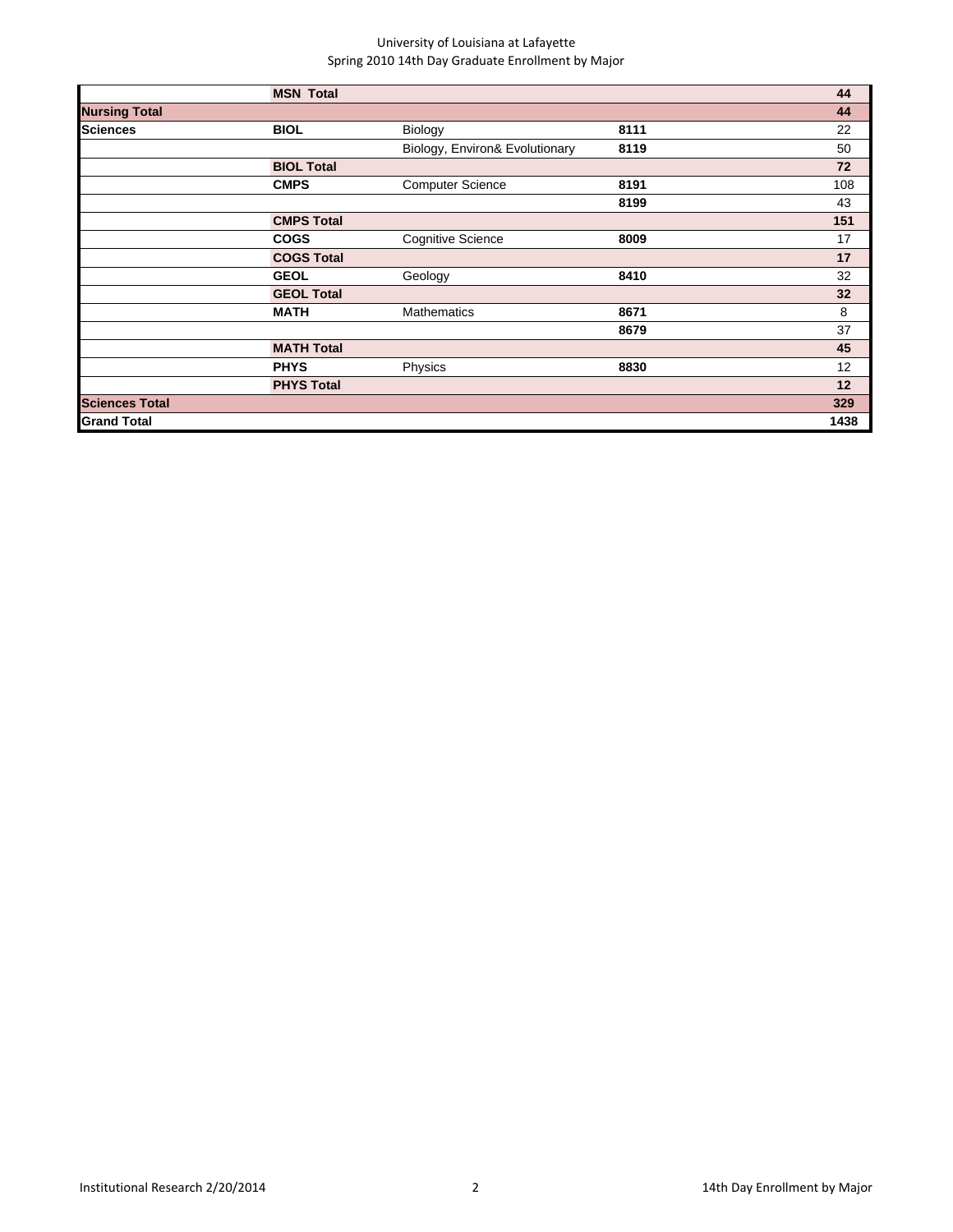| | | | | |
|---|---|---|---|---|
| | **MSN Total** | | | **44** |
| **Nursing Total** | | | | **44** |
| **Sciences** | **BIOL** | Biology | **8111** | 22 |
| | | Biology, Environ& Evolutionary | **8119** | 50 |
| | **BIOL Total** | | | **72** |
| | **CMPS** | Computer Science | **8191** | 108 |
| | | | **8199** | 43 |
| | **CMPS Total** | | | **151** |
| | **COGS** | Cognitive Science | **8009** | 17 |
| | **COGS Total** | | | **17** |
| | **GEOL** | Geology | **8410** | 32 |
| | **GEOL Total** | | | **32** |
| | **MATH** | Mathematics | **8671** | 8 |
| | | | **8679** | 37 |
| | **MATH Total** | | | **45** |
| | **PHYS** | Physics | **8830** | 12 |
| | **PHYS Total** | | | **12** |
| **Sciences Total** | | | | **329** |
| **Grand Total** | | | | **1438** |